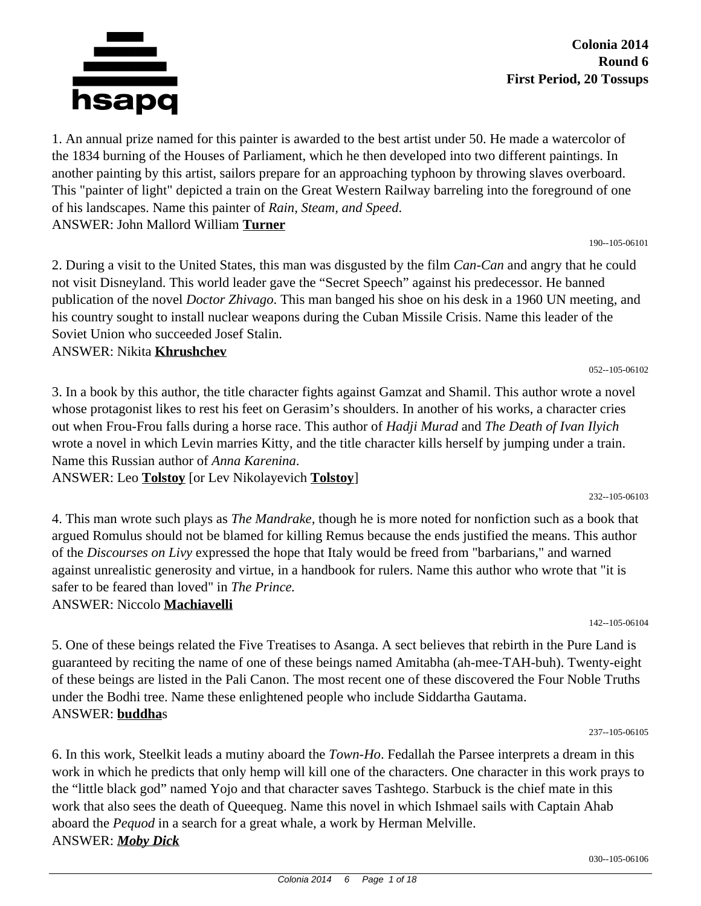**Colonia 2014**
**Round 6**
**First Period, 20 Tossups**

1. An annual prize named for this painter is awarded to the best artist under 50. He made a watercolor of the 1834 burning of the Houses of Parliament, which he then developed into two different paintings. In another painting by this artist, sailors prepare for an approaching typhoon by throwing slaves overboard. This "painter of light" depicted a train on the Great Western Railway barreling into the foreground of one of his landscapes. Name this painter of *Rain, Steam, and Speed.*
ANSWER: John Mallord William **Turner**

190--105-06101

2. During a visit to the United States, this man was disgusted by the film *Can-Can* and angry that he could not visit Disneyland. This world leader gave the “Secret Speech” against his predecessor. He banned publication of the novel *Doctor Zhivago*. This man banged his shoe on his desk in a 1960 UN meeting, and his country sought to install nuclear weapons during the Cuban Missile Crisis. Name this leader of the Soviet Union who succeeded Josef Stalin.
ANSWER: Nikita **Khrushchev**

052--105-06102

3. In a book by this author, the title character fights against Gamzat and Shamil. This author wrote a novel whose protagonist likes to rest his feet on Gerasim’s shoulders. In another of his works, a character cries out when Frou-Frou falls during a horse race. This author of *Hadji Murad* and *The Death of Ivan Ilyich* wrote a novel in which Levin marries Kitty, and the title character kills herself by jumping under a train. Name this Russian author of *Anna Karenina.*
ANSWER: Leo **Tolstoy** [or Lev Nikolayevich **Tolstoy**]

232--105-06103

4. This man wrote such plays as *The Mandrake,* though he is more noted for nonfiction such as a book that argued Romulus should not be blamed for killing Remus because the ends justified the means. This author of the *Discourses on Livy* expressed the hope that Italy would be freed from "barbarians," and warned against unrealistic generosity and virtue, in a handbook for rulers. Name this author who wrote that "it is safer to be feared than loved" in *The Prince.*
ANSWER: Niccolo **Machiavelli**

142--105-06104

5. One of these beings related the Five Treatises to Asanga. A sect believes that rebirth in the Pure Land is guaranteed by reciting the name of one of these beings named Amitabha (ah-mee-TAH-buh). Twenty-eight of these beings are listed in the Pali Canon. The most recent one of these discovered the Four Noble Truths under the Bodhi tree. Name these enlightened people who include Siddartha Gautama.
ANSWER: **buddha**s

237--105-06105

6. In this work, Steelkit leads a mutiny aboard the *Town-Ho*. Fedallah the Parsee interprets a dream in this work in which he predicts that only hemp will kill one of the characters. One character in this work prays to the “little black god” named Yojo and that character saves Tashtego. Starbuck is the chief mate in this work that also sees the death of Queequeg. Name this novel in which Ishmael sails with Captain Ahab aboard the *Pequod* in a search for a great whale, a work by Herman Melville.
ANSWER: ***Moby Dick***

030--105-06106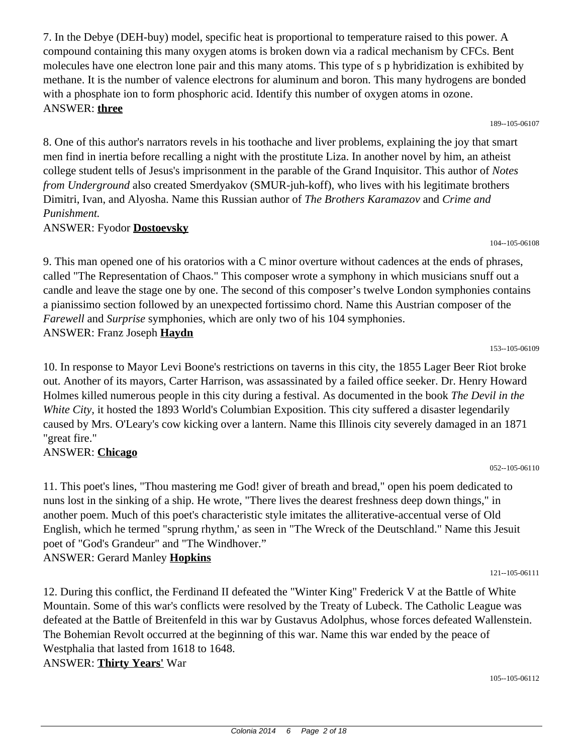7. In the Debye (DEH-buy) model, specific heat is proportional to temperature raised to this power. A compound containing this many oxygen atoms is broken down via a radical mechanism by CFCs. Bent molecules have one electron lone pair and this many atoms. This type of s p hybridization is exhibited by methane. It is the number of valence electrons for aluminum and boron. This many hydrogens are bonded with a phosphate ion to form phosphoric acid. Identify this number of oxygen atoms in ozone.
ANSWER: **three**

189--105-06107

8. One of this author's narrators revels in his toothache and liver problems, explaining the joy that smart men find in inertia before recalling a night with the prostitute Liza. In another novel by him, an atheist college student tells of Jesus's imprisonment in the parable of the Grand Inquisitor. This author of *Notes from Underground* also created Smerdyakov (SMUR-juh-koff), who lives with his legitimate brothers Dimitri, Ivan, and Alyosha. Name this Russian author of *The Brothers Karamazov* and *Crime and Punishment.*
ANSWER: Fyodor **Dostoevsky**

104--105-06108

9. This man opened one of his oratorios with a C minor overture without cadences at the ends of phrases, called "The Representation of Chaos." This composer wrote a symphony in which musicians snuff out a candle and leave the stage one by one. The second of this composer’s twelve London symphonies contains a pianissimo section followed by an unexpected fortissimo chord. Name this Austrian composer of the *Farewell* and *Surprise* symphonies, which are only two of his 104 symphonies.
ANSWER: Franz Joseph **Haydn**

153--105-06109

10. In response to Mayor Levi Boone's restrictions on taverns in this city, the 1855 Lager Beer Riot broke out. Another of its mayors, Carter Harrison, was assassinated by a failed office seeker. Dr. Henry Howard Holmes killed numerous people in this city during a festival. As documented in the book *The Devil in the White City,* it hosted the 1893 World's Columbian Exposition. This city suffered a disaster legendarily caused by Mrs. O'Leary's cow kicking over a lantern. Name this Illinois city severely damaged in an 1871 "great fire."
ANSWER: **Chicago**

052--105-06110

11. This poet's lines, "Thou mastering me God! giver of breath and bread," open his poem dedicated to nuns lost in the sinking of a ship. He wrote, "There lives the dearest freshness deep down things," in another poem. Much of this poet's characteristic style imitates the alliterative-accentual verse of Old English, which he termed "sprung rhythm,' as seen in "The Wreck of the Deutschland." Name this Jesuit poet of "God's Grandeur" and "The Windhover.”
ANSWER: Gerard Manley **Hopkins**

121--105-06111

12. During this conflict, the Ferdinand II defeated the "Winter King" Frederick V at the Battle of White Mountain. Some of this war's conflicts were resolved by the Treaty of Lubeck. The Catholic League was defeated at the Battle of Breitenfeld in this war by Gustavus Adolphus, whose forces defeated Wallenstein. The Bohemian Revolt occurred at the beginning of this war. Name this war ended by the peace of Westphalia that lasted from 1618 to 1648.
ANSWER: **Thirty Years'** War

105--105-06112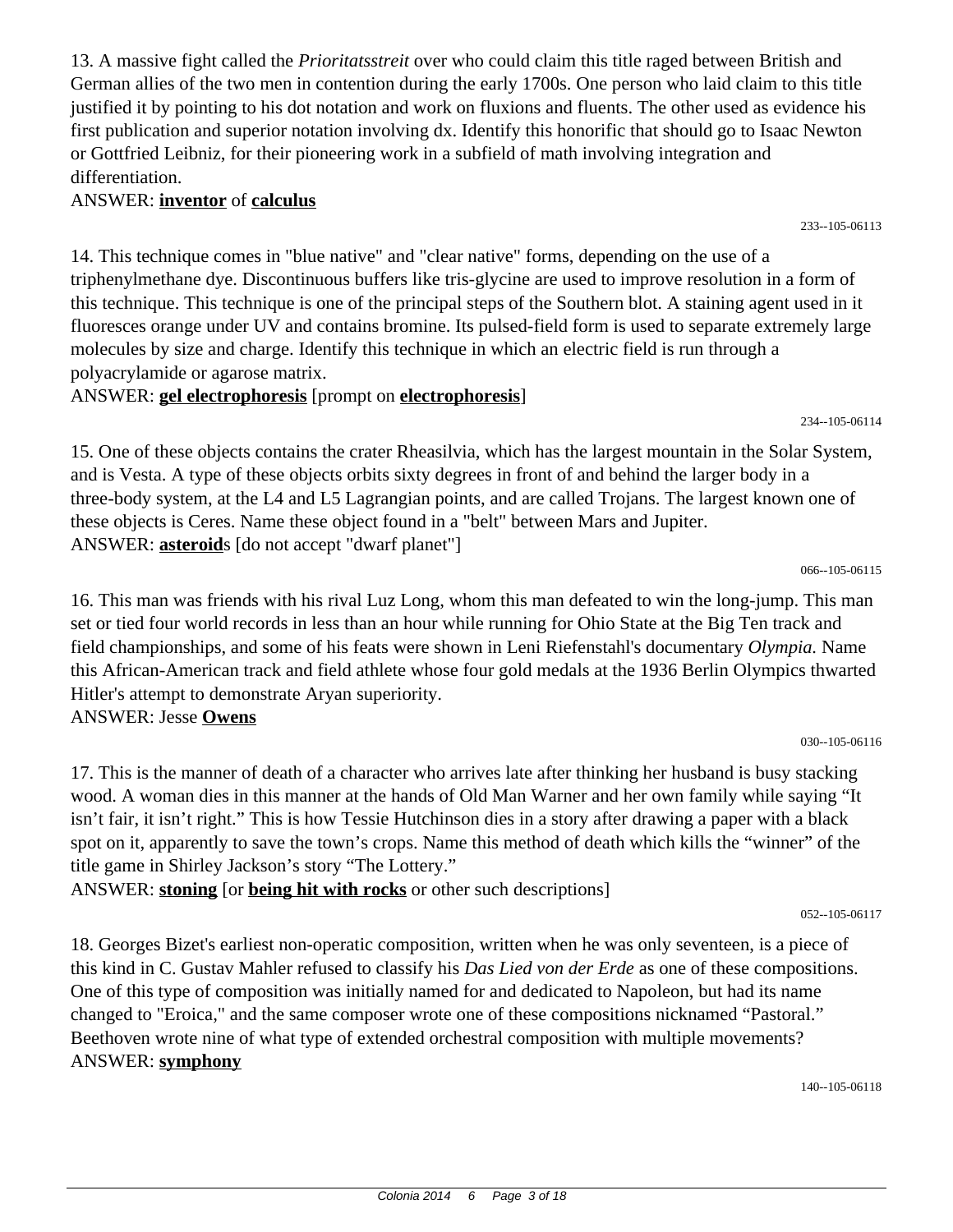13. A massive fight called the *Prioritatsstreit* over who could claim this title raged between British and German allies of the two men in contention during the early 1700s. One person who laid claim to this title justified it by pointing to his dot notation and work on fluxions and fluents. The other used as evidence his first publication and superior notation involving dx. Identify this honorific that should go to Isaac Newton or Gottfried Leibniz, for their pioneering work in a subfield of math involving integration and differentiation.

ANSWER: **inventor** of **calculus**

233--105-06113

14. This technique comes in "blue native" and "clear native" forms, depending on the use of a triphenylmethane dye. Discontinuous buffers like tris-glycine are used to improve resolution in a form of this technique. This technique is one of the principal steps of the Southern blot. A staining agent used in it fluoresces orange under UV and contains bromine. Its pulsed-field form is used to separate extremely large molecules by size and charge. Identify this technique in which an electric field is run through a polyacrylamide or agarose matrix.

ANSWER: **gel electrophoresis** [prompt on **electrophoresis**]

234--105-06114

15. One of these objects contains the crater Rheasilvia, which has the largest mountain in the Solar System, and is Vesta. A type of these objects orbits sixty degrees in front of and behind the larger body in a three-body system, at the L4 and L5 Lagrangian points, and are called Trojans. The largest known one of these objects is Ceres. Name these object found in a "belt" between Mars and Jupiter.

ANSWER: **asteroid**s [do not accept "dwarf planet"]

066--105-06115

16. This man was friends with his rival Luz Long, whom this man defeated to win the long-jump. This man set or tied four world records in less than an hour while running for Ohio State at the Big Ten track and field championships, and some of his feats were shown in Leni Riefenstahl's documentary *Olympia.* Name this African-American track and field athlete whose four gold medals at the 1936 Berlin Olympics thwarted Hitler's attempt to demonstrate Aryan superiority.

ANSWER: Jesse **Owens**

030--105-06116

17. This is the manner of death of a character who arrives late after thinking her husband is busy stacking wood. A woman dies in this manner at the hands of Old Man Warner and her own family while saying "It isn't fair, it isn't right." This is how Tessie Hutchinson dies in a story after drawing a paper with a black spot on it, apparently to save the town's crops. Name this method of death which kills the "winner" of the title game in Shirley Jackson's story "The Lottery."

ANSWER: **stoning** [or **being hit with rocks** or other such descriptions]

052--105-06117

18. Georges Bizet's earliest non-operatic composition, written when he was only seventeen, is a piece of this kind in C. Gustav Mahler refused to classify his *Das Lied von der Erde* as one of these compositions. One of this type of composition was initially named for and dedicated to Napoleon, but had its name changed to "Eroica," and the same composer wrote one of these compositions nicknamed "Pastoral." Beethoven wrote nine of what type of extended orchestral composition with multiple movements?

ANSWER: **symphony**

140--105-06118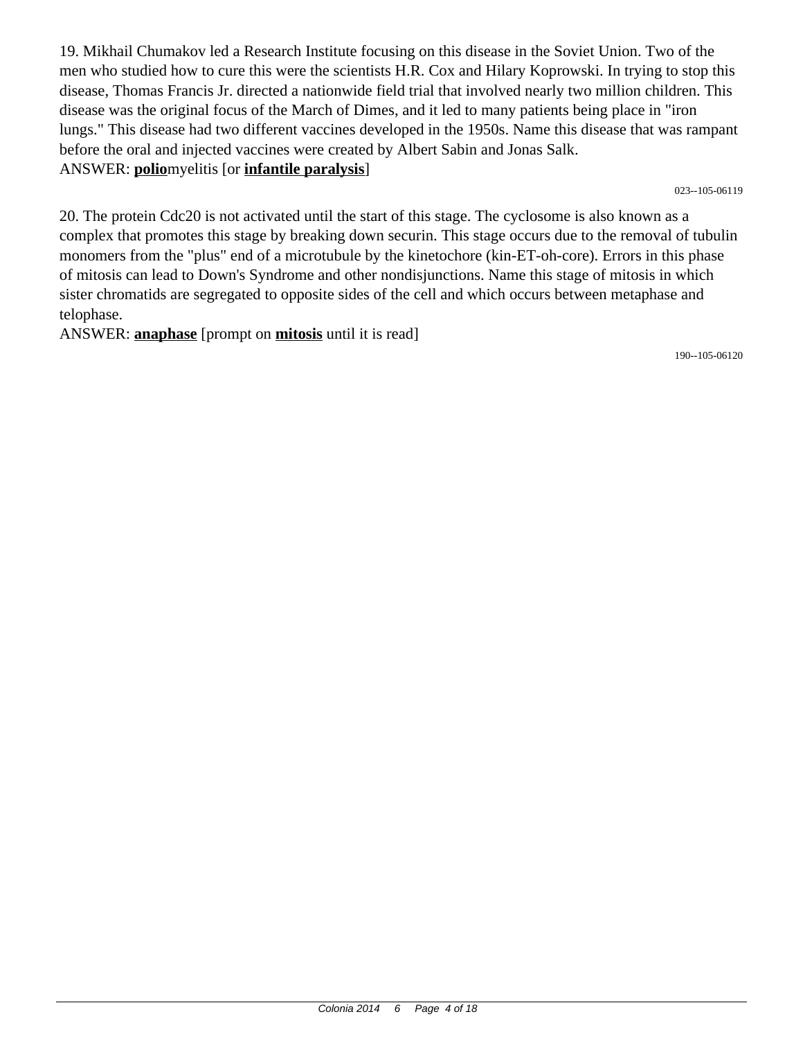19. Mikhail Chumakov led a Research Institute focusing on this disease in the Soviet Union. Two of the men who studied how to cure this were the scientists H.R. Cox and Hilary Koprowski. In trying to stop this disease, Thomas Francis Jr. directed a nationwide field trial that involved nearly two million children. This disease was the original focus of the March of Dimes, and it led to many patients being place in "iron lungs." This disease had two different vaccines developed in the 1950s. Name this disease that was rampant before the oral and injected vaccines were created by Albert Sabin and Jonas Salk.

ANSWER: **polio**myelitis [or **infantile paralysis**]

023--105-06119

20. The protein Cdc20 is not activated until the start of this stage. The cyclosome is also known as a complex that promotes this stage by breaking down securin. This stage occurs due to the removal of tubulin monomers from the "plus" end of a microtubule by the kinetochore (kin-ET-oh-core). Errors in this phase of mitosis can lead to Down's Syndrome and other nondisjunctions. Name this stage of mitosis in which sister chromatids are segregated to opposite sides of the cell and which occurs between metaphase and telophase.

ANSWER: **anaphase** [prompt on **mitosis** until it is read]

190--105-06120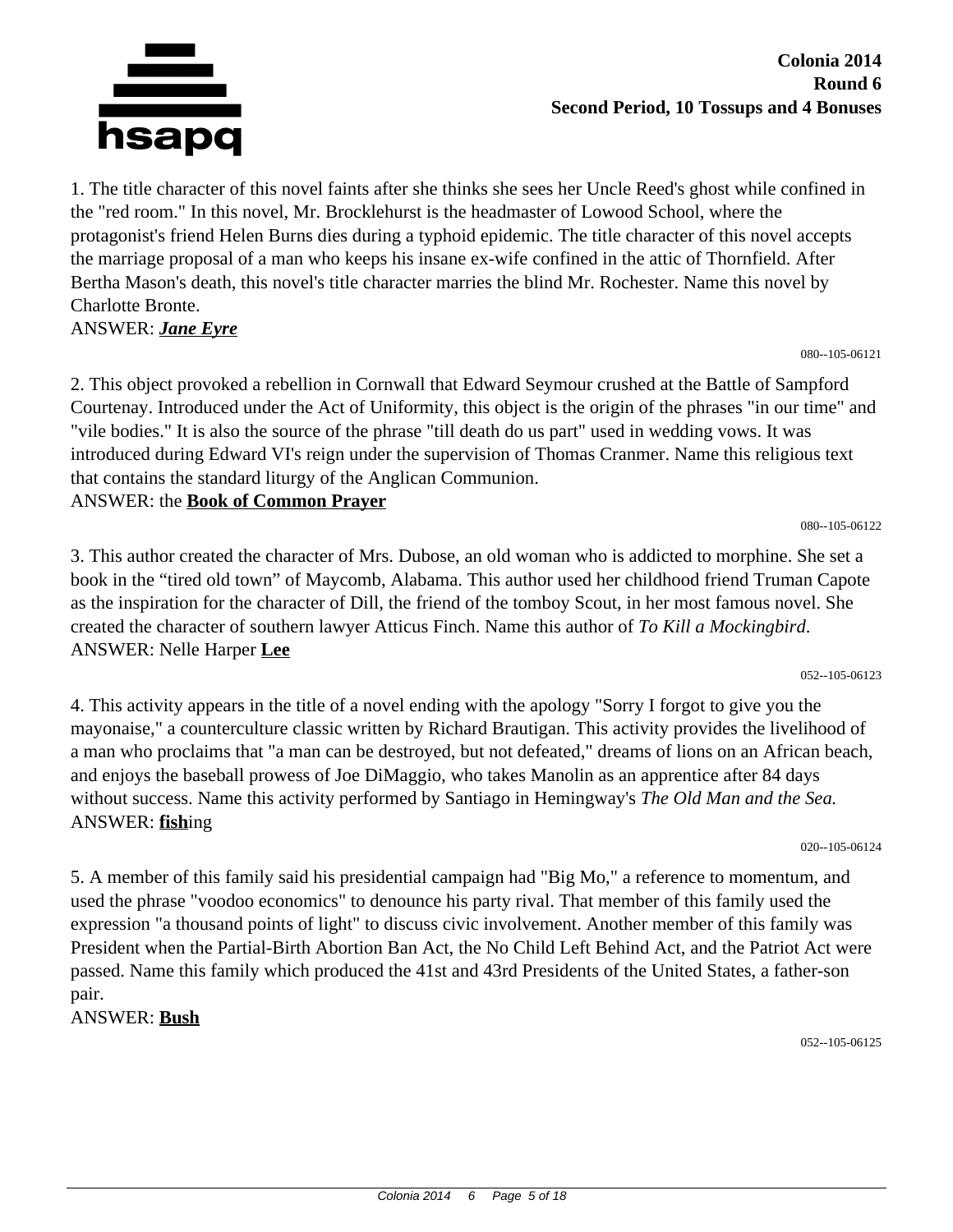**Colonia 2014**
**Round 6**
**Second Period, 10 Tossups and 4 Bonuses**

1. The title character of this novel faints after she thinks she sees her Uncle Reed's ghost while confined in the "red room." In this novel, Mr. Brocklehurst is the headmaster of Lowood School, where the protagonist's friend Helen Burns dies during a typhoid epidemic. The title character of this novel accepts the marriage proposal of a man who keeps his insane ex-wife confined in the attic of Thornfield. After Bertha Mason's death, this novel's title character marries the blind Mr. Rochester. Name this novel by Charlotte Bronte.
ANSWER: ***Jane Eyre***

080--105-06121

2. This object provoked a rebellion in Cornwall that Edward Seymour crushed at the Battle of Sampford Courtenay. Introduced under the Act of Uniformity, this object is the origin of the phrases "in our time" and "vile bodies." It is also the source of the phrase "till death do us part" used in wedding vows. It was introduced during Edward VI's reign under the supervision of Thomas Cranmer. Name this religious text that contains the standard liturgy of the Anglican Communion.
ANSWER: the **Book of Common Prayer**

080--105-06122

3. This author created the character of Mrs. Dubose, an old woman who is addicted to morphine. She set a book in the "tired old town" of Maycomb, Alabama. This author used her childhood friend Truman Capote as the inspiration for the character of Dill, the friend of the tomboy Scout, in her most famous novel. She created the character of southern lawyer Atticus Finch. Name this author of *To Kill a Mockingbird*.
ANSWER: Nelle Harper **Lee**

052--105-06123

4. This activity appears in the title of a novel ending with the apology "Sorry I forgot to give you the mayonaise," a counterculture classic written by Richard Brautigan. This activity provides the livelihood of a man who proclaims that "a man can be destroyed, but not defeated," dreams of lions on an African beach, and enjoys the baseball prowess of Joe DiMaggio, who takes Manolin as an apprentice after 84 days without success. Name this activity performed by Santiago in Hemingway's *The Old Man and the Sea.*
ANSWER: **fish**ing

020--105-06124

5. A member of this family said his presidential campaign had "Big Mo," a reference to momentum, and used the phrase "voodoo economics" to denounce his party rival. That member of this family used the expression "a thousand points of light" to discuss civic involvement. Another member of this family was President when the Partial-Birth Abortion Ban Act, the No Child Left Behind Act, and the Patriot Act were passed. Name this family which produced the 41st and 43rd Presidents of the United States, a father-son pair.
ANSWER: **Bush**

052--105-06125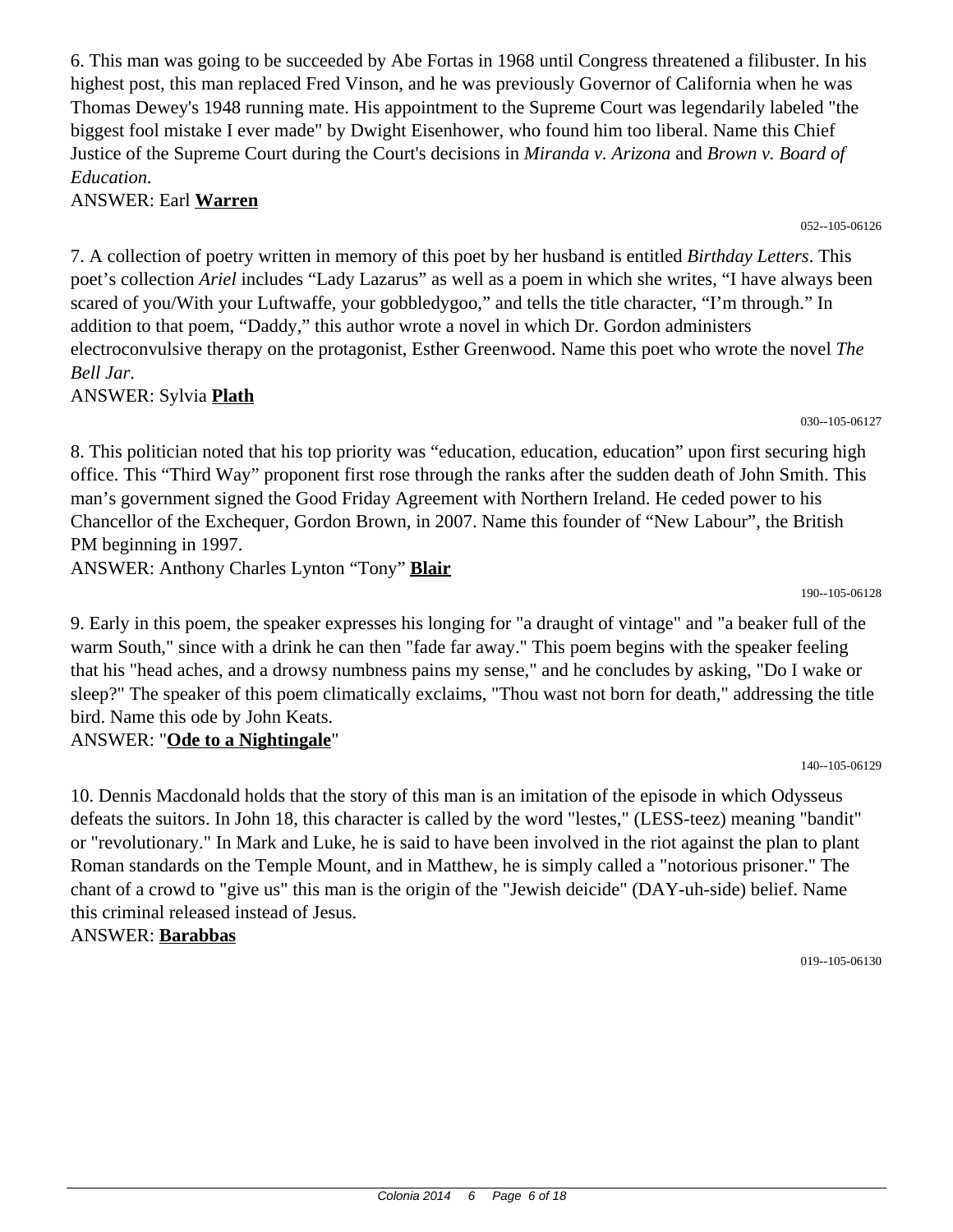6. This man was going to be succeeded by Abe Fortas in 1968 until Congress threatened a filibuster. In his highest post, this man replaced Fred Vinson, and he was previously Governor of California when he was Thomas Dewey's 1948 running mate. His appointment to the Supreme Court was legendarily labeled "the biggest fool mistake I ever made" by Dwight Eisenhower, who found him too liberal. Name this Chief Justice of the Supreme Court during the Court's decisions in *Miranda v. Arizona* and *Brown v. Board of Education.*

ANSWER: Earl **Warren**

052--105-06126

7. A collection of poetry written in memory of this poet by her husband is entitled *Birthday Letters*. This poet's collection *Ariel* includes "Lady Lazarus" as well as a poem in which she writes, "I have always been scared of you/With your Luftwaffe, your gobbledygoo," and tells the title character, "I'm through." In addition to that poem, "Daddy," this author wrote a novel in which Dr. Gordon administers electroconvulsive therapy on the protagonist, Esther Greenwood. Name this poet who wrote the novel *The Bell Jar*.

ANSWER: Sylvia **Plath**

030--105-06127

8. This politician noted that his top priority was "education, education, education" upon first securing high office. This "Third Way" proponent first rose through the ranks after the sudden death of John Smith. This man's government signed the Good Friday Agreement with Northern Ireland. He ceded power to his Chancellor of the Exchequer, Gordon Brown, in 2007. Name this founder of "New Labour", the British PM beginning in 1997.

ANSWER: Anthony Charles Lynton "Tony" **Blair**

190--105-06128

9. Early in this poem, the speaker expresses his longing for "a draught of vintage" and "a beaker full of the warm South," since with a drink he can then "fade far away." This poem begins with the speaker feeling that his "head aches, and a drowsy numbness pains my sense," and he concludes by asking, "Do I wake or sleep?" The speaker of this poem climatically exclaims, "Thou wast not born for death," addressing the title bird. Name this ode by John Keats.

ANSWER: "**Ode to a Nightingale**"

140--105-06129

10. Dennis Macdonald holds that the story of this man is an imitation of the episode in which Odysseus defeats the suitors. In John 18, this character is called by the word "lestes," (LESS-teez) meaning "bandit" or "revolutionary." In Mark and Luke, he is said to have been involved in the riot against the plan to plant Roman standards on the Temple Mount, and in Matthew, he is simply called a "notorious prisoner." The chant of a crowd to "give us" this man is the origin of the "Jewish deicide" (DAY-uh-side) belief. Name this criminal released instead of Jesus.

ANSWER: **Barabbas**

019--105-06130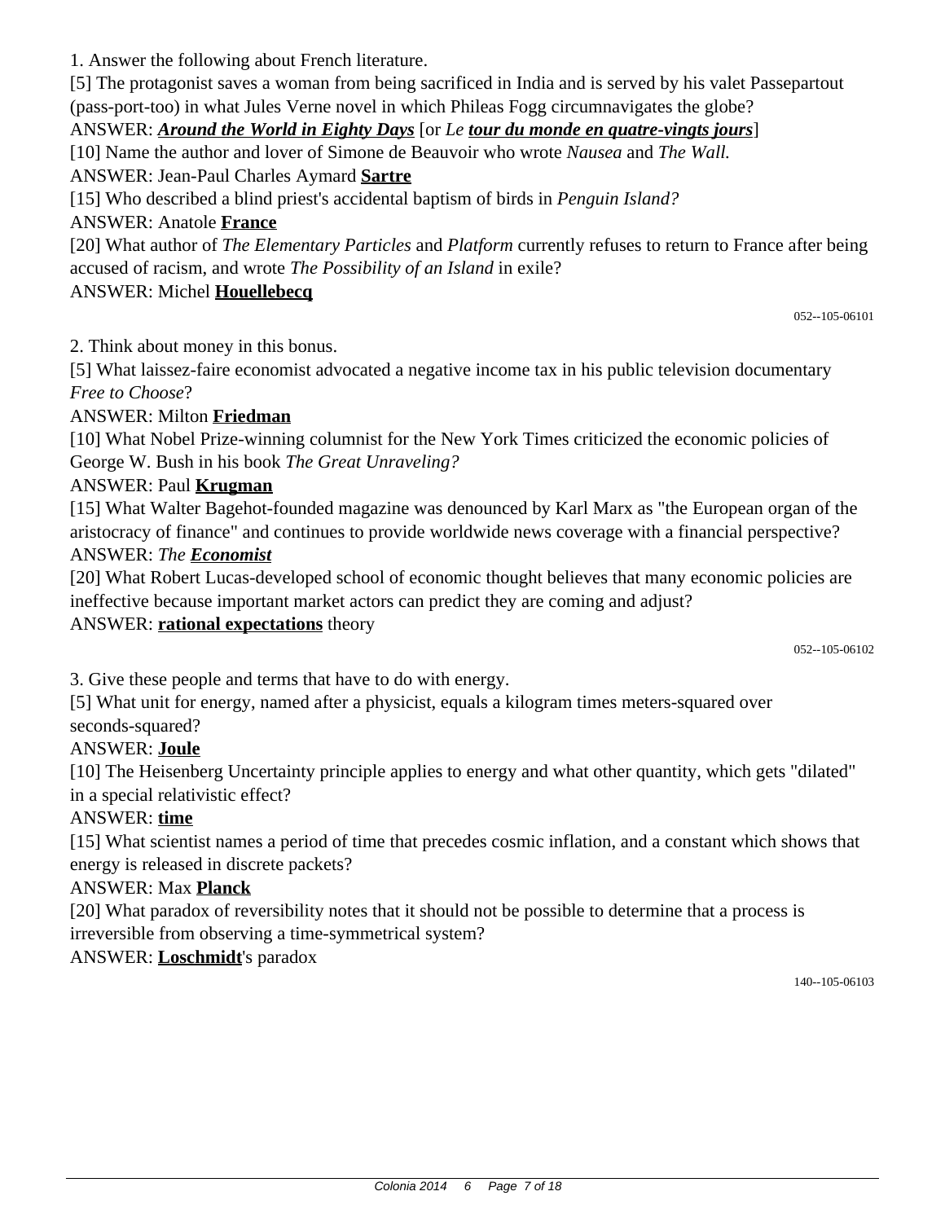1. Answer the following about French literature.

[5] The protagonist saves a woman from being sacrificed in India and is served by his valet Passepartout (pass-port-too) in what Jules Verne novel in which Phileas Fogg circumnavigates the globe?

ANSWER: ***Around the World in Eighty Days*** [or *Le* ***tour du monde en quatre-vingts jours***]

[10] Name the author and lover of Simone de Beauvoir who wrote *Nausea* and *The Wall.*

ANSWER: Jean-Paul Charles Aymard **Sartre**

[15] Who described a blind priest's accidental baptism of birds in *Penguin Island?*

ANSWER: Anatole **France**

[20] What author of *The Elementary Particles* and *Platform* currently refuses to return to France after being accused of racism, and wrote *The Possibility of an Island* in exile?

ANSWER: Michel **Houellebecq**

052--105-06101

2. Think about money in this bonus.

[5] What laissez-faire economist advocated a negative income tax in his public television documentary *Free to Choose*?

ANSWER: Milton **Friedman**

[10] What Nobel Prize-winning columnist for the New York Times criticized the economic policies of George W. Bush in his book *The Great Unraveling?*

ANSWER: Paul **Krugman**

[15] What Walter Bagehot-founded magazine was denounced by Karl Marx as "the European organ of the aristocracy of finance" and continues to provide worldwide news coverage with a financial perspective?

ANSWER: *The* ***Economist***

[20] What Robert Lucas-developed school of economic thought believes that many economic policies are ineffective because important market actors can predict they are coming and adjust?

ANSWER: **rational expectations** theory

052--105-06102

3. Give these people and terms that have to do with energy.

[5] What unit for energy, named after a physicist, equals a kilogram times meters-squared over seconds-squared?

ANSWER: **Joule**

[10] The Heisenberg Uncertainty principle applies to energy and what other quantity, which gets "dilated" in a special relativistic effect?

ANSWER: **time**

[15] What scientist names a period of time that precedes cosmic inflation, and a constant which shows that energy is released in discrete packets?

ANSWER: Max **Planck**

[20] What paradox of reversibility notes that it should not be possible to determine that a process is irreversible from observing a time-symmetrical system?

ANSWER: **Loschmidt**'s paradox

140--105-06103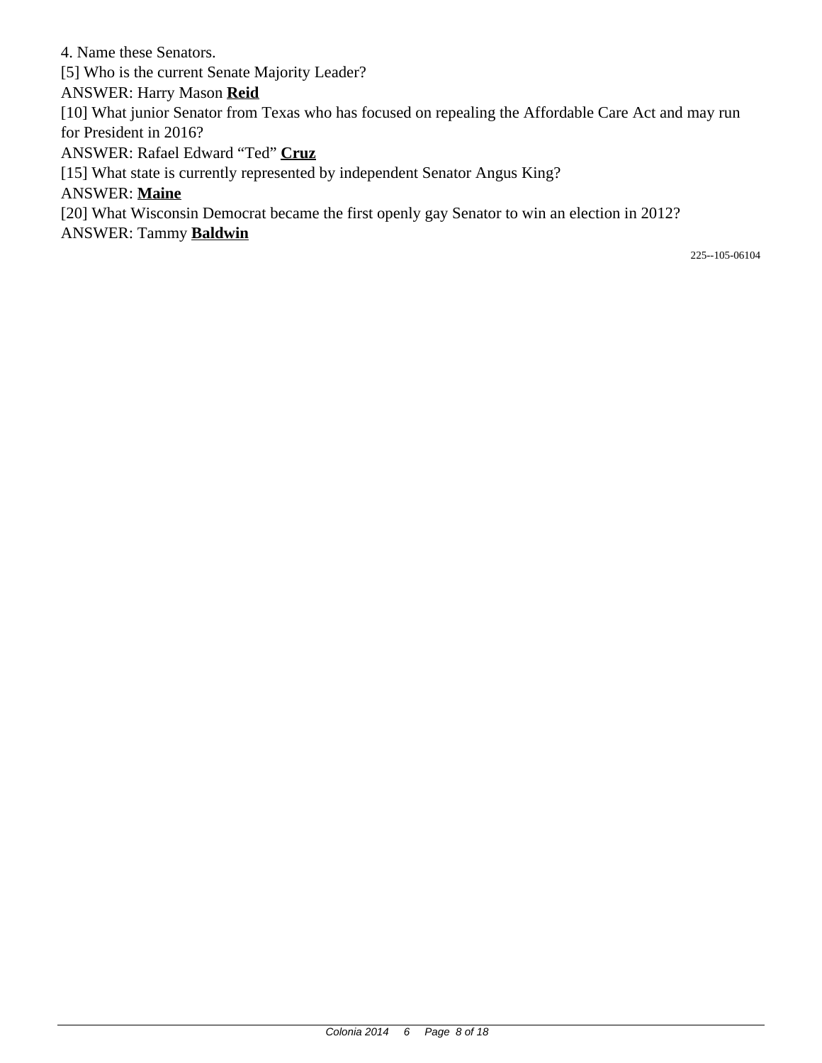4. Name these Senators.

[5] Who is the current Senate Majority Leader?

ANSWER: Harry Mason **Reid**

[10] What junior Senator from Texas who has focused on repealing the Affordable Care Act and may run for President in 2016?

ANSWER: Rafael Edward "Ted" **Cruz**

[15] What state is currently represented by independent Senator Angus King?

ANSWER: **Maine**

[20] What Wisconsin Democrat became the first openly gay Senator to win an election in 2012?

ANSWER: Tammy **Baldwin**

225--105-06104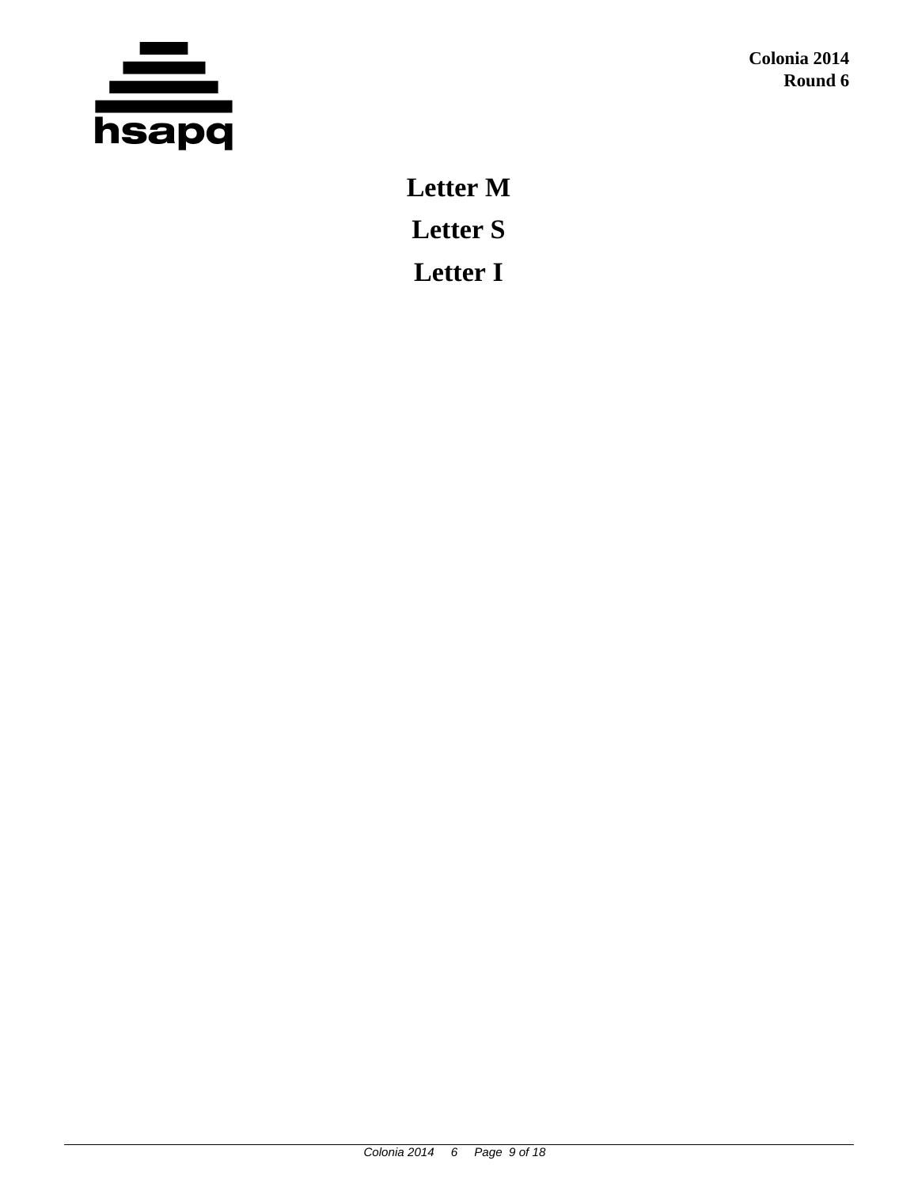**Letter M**

**Letter S**

**Letter I**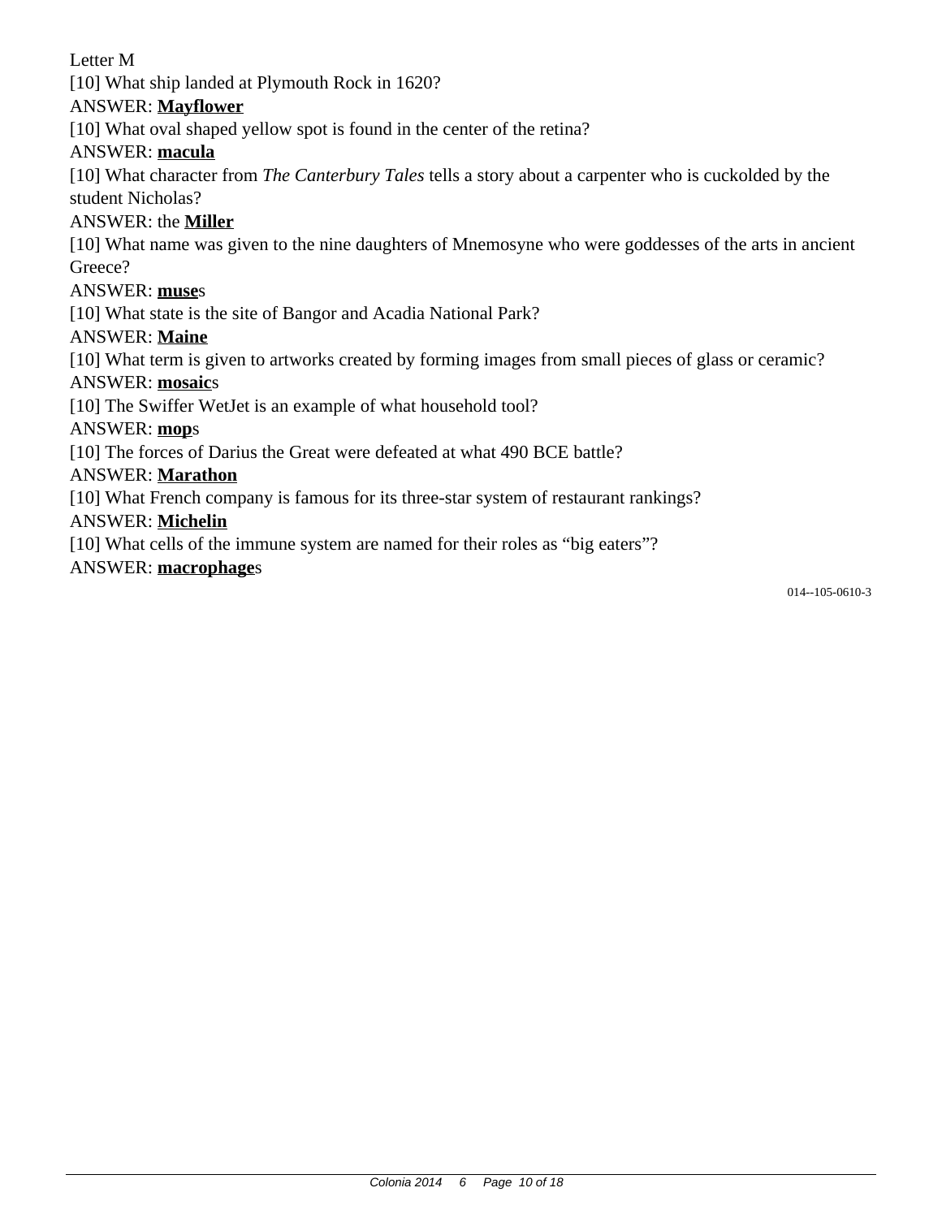Letter M

[10] What ship landed at Plymouth Rock in 1620?

ANSWER: **<u>Mayflower</u>**

[10] What oval shaped yellow spot is found in the center of the retina?

ANSWER: **<u>macula</u>**

[10] What character from *The Canterbury Tales* tells a story about a carpenter who is cuckolded by the student Nicholas?

ANSWER: the **<u>Miller</u>**

[10] What name was given to the nine daughters of Mnemosyne who were goddesses of the arts in ancient Greece?

ANSWER: **<u>muse</u>**s

[10] What state is the site of Bangor and Acadia National Park?

ANSWER: **<u>Maine</u>**

[10] What term is given to artworks created by forming images from small pieces of glass or ceramic?

ANSWER: **<u>mosaic</u>**s

[10] The Swiffer WetJet is an example of what household tool?

ANSWER: **<u>mop</u>**s

[10] The forces of Darius the Great were defeated at what 490 BCE battle?

ANSWER: **<u>Marathon</u>**

[10] What French company is famous for its three-star system of restaurant rankings?

ANSWER: **<u>Michelin</u>**

[10] What cells of the immune system are named for their roles as "big eaters"?

ANSWER: **<u>macrophage</u>**s

014--105-0610-3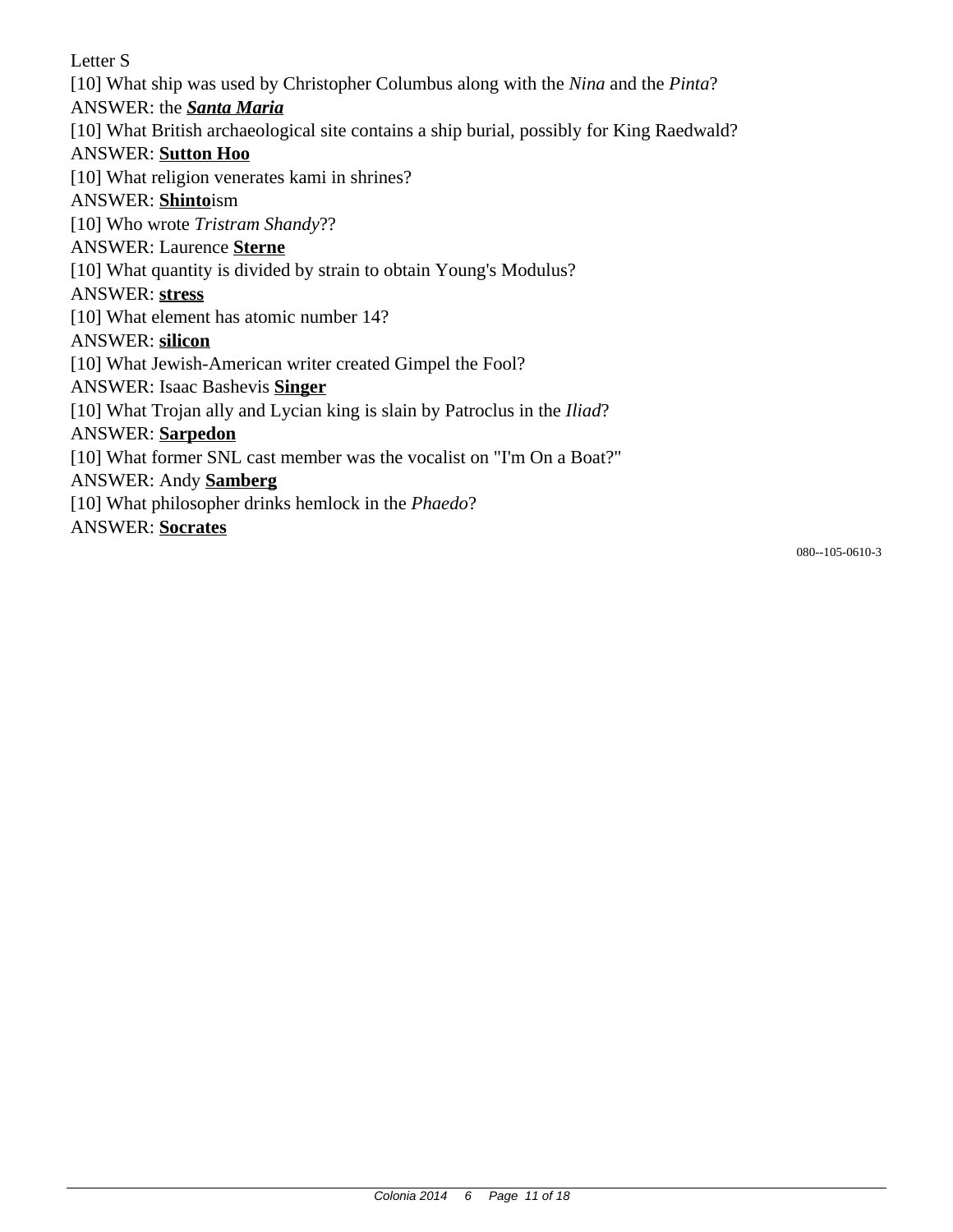Letter S

[10] What ship was used by Christopher Columbus along with the *Nina* and the *Pinta*?

ANSWER: the ***Santa Maria***

[10] What British archaeological site contains a ship burial, possibly for King Raedwald?

ANSWER: **Sutton Hoo**

[10] What religion venerates kami in shrines?

ANSWER: **Shinto**ism

[10] Who wrote *Tristram Shandy*??

ANSWER: Laurence **Sterne**

[10] What quantity is divided by strain to obtain Young's Modulus?

ANSWER: **stress**

[10] What element has atomic number 14?

ANSWER: **silicon**

[10] What Jewish-American writer created Gimpel the Fool?

ANSWER: Isaac Bashevis **Singer**

[10] What Trojan ally and Lycian king is slain by Patroclus in the *Iliad*?

ANSWER: **Sarpedon**

[10] What former SNL cast member was the vocalist on "I'm On a Boat?"

ANSWER: Andy **Samberg**

[10] What philosopher drinks hemlock in the *Phaedo*?

ANSWER: **Socrates**

080--105-0610-3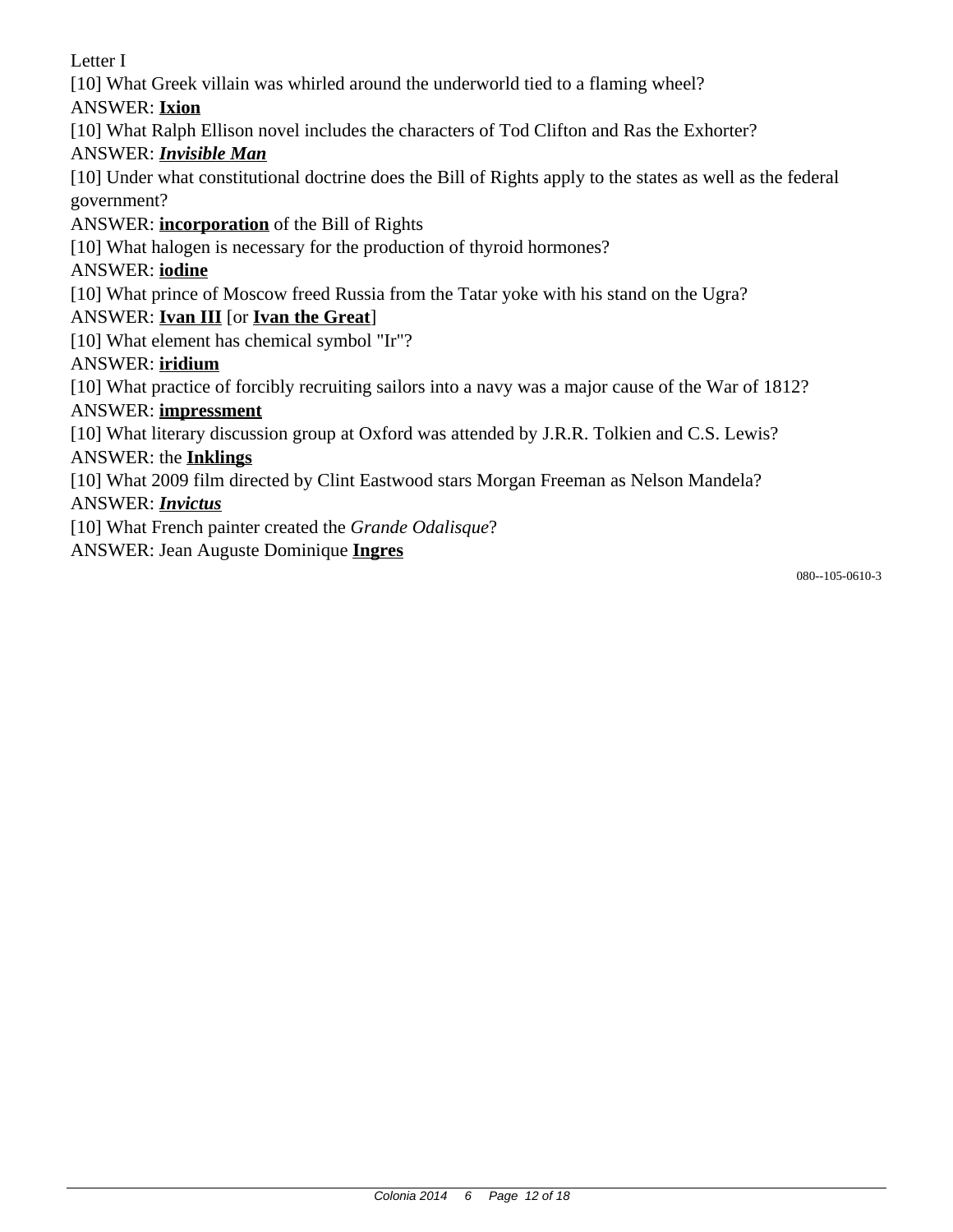Letter I

[10] What Greek villain was whirled around the underworld tied to a flaming wheel?

ANSWER: **Ixion**

[10] What Ralph Ellison novel includes the characters of Tod Clifton and Ras the Exhorter?

ANSWER: ***Invisible Man***

[10] Under what constitutional doctrine does the Bill of Rights apply to the states as well as the federal government?

ANSWER: **incorporation** of the Bill of Rights

[10] What halogen is necessary for the production of thyroid hormones?

ANSWER: **iodine**

[10] What prince of Moscow freed Russia from the Tatar yoke with his stand on the Ugra?

ANSWER: **Ivan III** [or **Ivan the Great**]

[10] What element has chemical symbol "Ir"?

ANSWER: **iridium**

[10] What practice of forcibly recruiting sailors into a navy was a major cause of the War of 1812?

ANSWER: **impressment**

[10] What literary discussion group at Oxford was attended by J.R.R. Tolkien and C.S. Lewis?

ANSWER: the **Inklings**

[10] What 2009 film directed by Clint Eastwood stars Morgan Freeman as Nelson Mandela?

ANSWER: ***Invictus***

[10] What French painter created the *Grande Odalisque*?

ANSWER: Jean Auguste Dominique **Ingres**

080--105-0610-3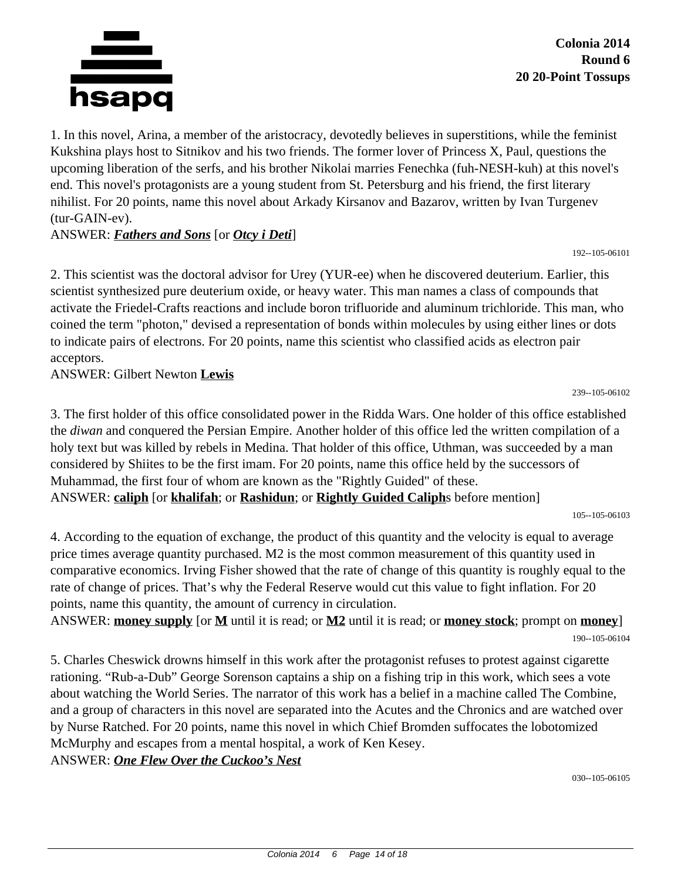**Colonia 2014**
**Round 6**
**20 20-Point Tossups**

1. In this novel, Arina, a member of the aristocracy, devotedly believes in superstitions, while the feminist Kukshina plays host to Sitnikov and his two friends. The former lover of Princess X, Paul, questions the upcoming liberation of the serfs, and his brother Nikolai marries Fenechka (fuh-NESH-kuh) at this novel's end. This novel's protagonists are a young student from St. Petersburg and his friend, the first literary nihilist. For 20 points, name this novel about Arkady Kirsanov and Bazarov, written by Ivan Turgenev (tur-GAIN-ev).
ANSWER: ***Fathers and Sons*** [or ***Otcy i Deti***]

192--105-06101

2. This scientist was the doctoral advisor for Urey (YUR-ee) when he discovered deuterium. Earlier, this scientist synthesized pure deuterium oxide, or heavy water. This man names a class of compounds that activate the Friedel-Crafts reactions and include boron trifluoride and aluminum trichloride. This man, who coined the term "photon," devised a representation of bonds within molecules by using either lines or dots to indicate pairs of electrons. For 20 points, name this scientist who classified acids as electron pair acceptors.
ANSWER: Gilbert Newton **Lewis**

239--105-06102

3. The first holder of this office consolidated power in the Ridda Wars. One holder of this office established the *diwan* and conquered the Persian Empire. Another holder of this office led the written compilation of a holy text but was killed by rebels in Medina. That holder of this office, Uthman, was succeeded by a man considered by Shiites to be the first imam. For 20 points, name this office held by the successors of Muhammad, the first four of whom are known as the "Rightly Guided" of these.
ANSWER: **caliph** [or **khalifah**; or **Rashidun**; or **Rightly Guided Caliph**s before mention]

105--105-06103

4. According to the equation of exchange, the product of this quantity and the velocity is equal to average price times average quantity purchased. M2 is the most common measurement of this quantity used in comparative economics. Irving Fisher showed that the rate of change of this quantity is roughly equal to the rate of change of prices. That's why the Federal Reserve would cut this value to fight inflation. For 20 points, name this quantity, the amount of currency in circulation.
ANSWER: **money supply** [or **M** until it is read; or **M2** until it is read; or **money stock**; prompt on **money**]

190--105-06104

5. Charles Cheswick drowns himself in this work after the protagonist refuses to protest against cigarette rationing. "Rub-a-Dub" George Sorenson captains a ship on a fishing trip in this work, which sees a vote about watching the World Series. The narrator of this work has a belief in a machine called The Combine, and a group of characters in this novel are separated into the Acutes and the Chronics and are watched over by Nurse Ratched. For 20 points, name this novel in which Chief Bromden suffocates the lobotomized McMurphy and escapes from a mental hospital, a work of Ken Kesey.
ANSWER: ***One Flew Over the Cuckoo's Nest***

030--105-06105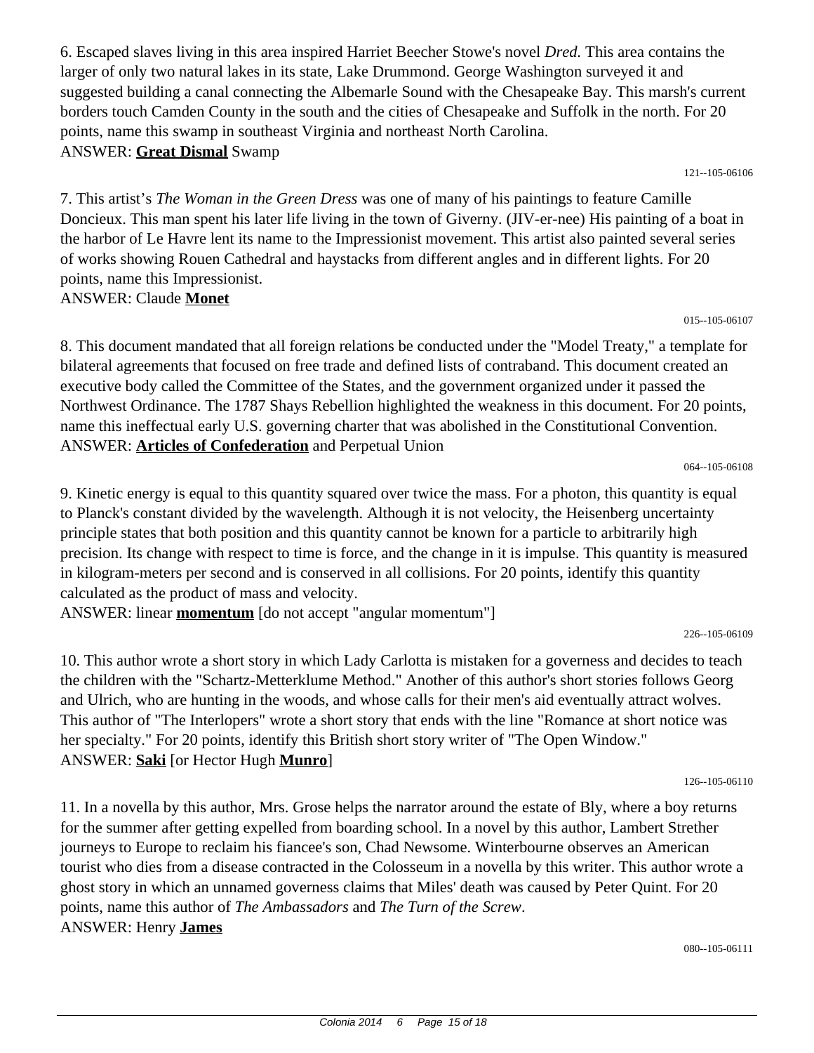6. Escaped slaves living in this area inspired Harriet Beecher Stowe's novel *Dred.* This area contains the larger of only two natural lakes in its state, Lake Drummond. George Washington surveyed it and suggested building a canal connecting the Albemarle Sound with the Chesapeake Bay. This marsh's current borders touch Camden County in the south and the cities of Chesapeake and Suffolk in the north. For 20 points, name this swamp in southeast Virginia and northeast North Carolina.
ANSWER: **Great Dismal** Swamp

121--105-06106

7. This artist's *The Woman in the Green Dress* was one of many of his paintings to feature Camille Doncieux. This man spent his later life living in the town of Giverny. (JIV-er-nee) His painting of a boat in the harbor of Le Havre lent its name to the Impressionist movement. This artist also painted several series of works showing Rouen Cathedral and haystacks from different angles and in different lights. For 20 points, name this Impressionist.
ANSWER: Claude **Monet**

015--105-06107

8. This document mandated that all foreign relations be conducted under the "Model Treaty," a template for bilateral agreements that focused on free trade and defined lists of contraband. This document created an executive body called the Committee of the States, and the government organized under it passed the Northwest Ordinance. The 1787 Shays Rebellion highlighted the weakness in this document. For 20 points, name this ineffectual early U.S. governing charter that was abolished in the Constitutional Convention.
ANSWER: **Articles of Confederation** and Perpetual Union

064--105-06108

9. Kinetic energy is equal to this quantity squared over twice the mass. For a photon, this quantity is equal to Planck's constant divided by the wavelength. Although it is not velocity, the Heisenberg uncertainty principle states that both position and this quantity cannot be known for a particle to arbitrarily high precision. Its change with respect to time is force, and the change in it is impulse. This quantity is measured in kilogram-meters per second and is conserved in all collisions. For 20 points, identify this quantity calculated as the product of mass and velocity.
ANSWER: linear **momentum** [do not accept "angular momentum"]

226--105-06109

10. This author wrote a short story in which Lady Carlotta is mistaken for a governess and decides to teach the children with the "Schartz-Metterklume Method." Another of this author's short stories follows Georg and Ulrich, who are hunting in the woods, and whose calls for their men's aid eventually attract wolves. This author of "The Interlopers" wrote a short story that ends with the line "Romance at short notice was her specialty." For 20 points, identify this British short story writer of "The Open Window."
ANSWER: **Saki** [or Hector Hugh **Munro**]

126--105-06110

11. In a novella by this author, Mrs. Grose helps the narrator around the estate of Bly, where a boy returns for the summer after getting expelled from boarding school. In a novel by this author, Lambert Strether journeys to Europe to reclaim his fiancee's son, Chad Newsome. Winterbourne observes an American tourist who dies from a disease contracted in the Colosseum in a novella by this writer. This author wrote a ghost story in which an unnamed governess claims that Miles' death was caused by Peter Quint. For 20 points, name this author of *The Ambassadors* and *The Turn of the Screw*.
ANSWER: Henry **James**

080--105-06111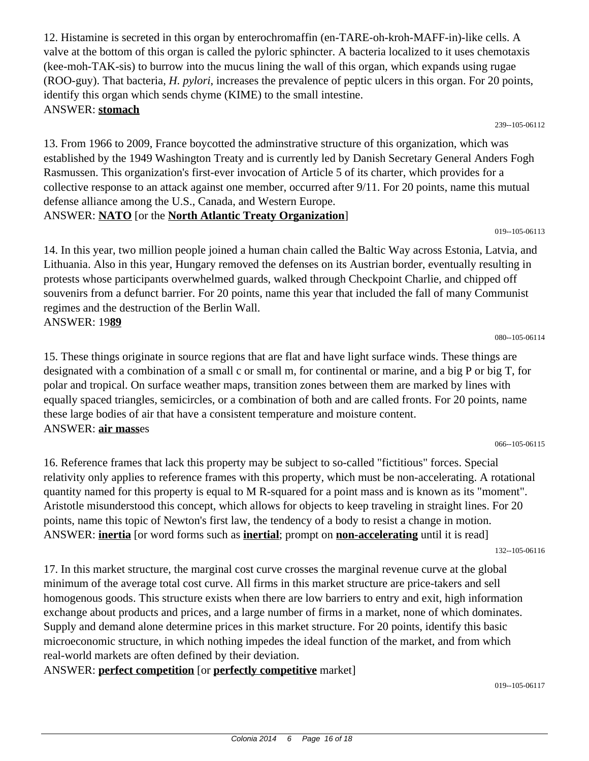12. Histamine is secreted in this organ by enterochromaffin (en-TARE-oh-kroh-MAFF-in)-like cells. A valve at the bottom of this organ is called the pyloric sphincter. A bacteria localized to it uses chemotaxis (kee-moh-TAK-sis) to burrow into the mucus lining the wall of this organ, which expands using rugae (ROO-guy). That bacteria, *H. pylori*, increases the prevalence of peptic ulcers in this organ. For 20 points, identify this organ which sends chyme (KIME) to the small intestine.
ANSWER: **stomach**

239--105-06112

13. From 1966 to 2009, France boycotted the adminstrative structure of this organization, which was established by the 1949 Washington Treaty and is currently led by Danish Secretary General Anders Fogh Rasmussen. This organization's first-ever invocation of Article 5 of its charter, which provides for a collective response to an attack against one member, occurred after 9/11. For 20 points, name this mutual defense alliance among the U.S., Canada, and Western Europe.
ANSWER: **NATO** [or the **North Atlantic Treaty Organization**]

019--105-06113

14. In this year, two million people joined a human chain called the Baltic Way across Estonia, Latvia, and Lithuania. Also in this year, Hungary removed the defenses on its Austrian border, eventually resulting in protests whose participants overwhelmed guards, walked through Checkpoint Charlie, and chipped off souvenirs from a defunct barrier. For 20 points, name this year that included the fall of many Communist regimes and the destruction of the Berlin Wall.
ANSWER: 19**89**

080--105-06114

15. These things originate in source regions that are flat and have light surface winds. These things are designated with a combination of a small c or small m, for continental or marine, and a big P or big T, for polar and tropical. On surface weather maps, transition zones between them are marked by lines with equally spaced triangles, semicircles, or a combination of both and are called fronts. For 20 points, name these large bodies of air that have a consistent temperature and moisture content.
ANSWER: **air mass**es

066--105-06115

16. Reference frames that lack this property may be subject to so-called "fictitious" forces. Special relativity only applies to reference frames with this property, which must be non-accelerating. A rotational quantity named for this property is equal to M R-squared for a point mass and is known as its "moment". Aristotle misunderstood this concept, which allows for objects to keep traveling in straight lines. For 20 points, name this topic of Newton's first law, the tendency of a body to resist a change in motion.
ANSWER: **inertia** [or word forms such as **inertial**; prompt on **non-accelerating** until it is read]

132--105-06116

17. In this market structure, the marginal cost curve crosses the marginal revenue curve at the global minimum of the average total cost curve. All firms in this market structure are price-takers and sell homogenous goods. This structure exists when there are low barriers to entry and exit, high information exchange about products and prices, and a large number of firms in a market, none of which dominates. Supply and demand alone determine prices in this market structure. For 20 points, identify this basic microeconomic structure, in which nothing impedes the ideal function of the market, and from which real-world markets are often defined by their deviation.
ANSWER: **perfect competition** [or **perfectly competitive** market]

019--105-06117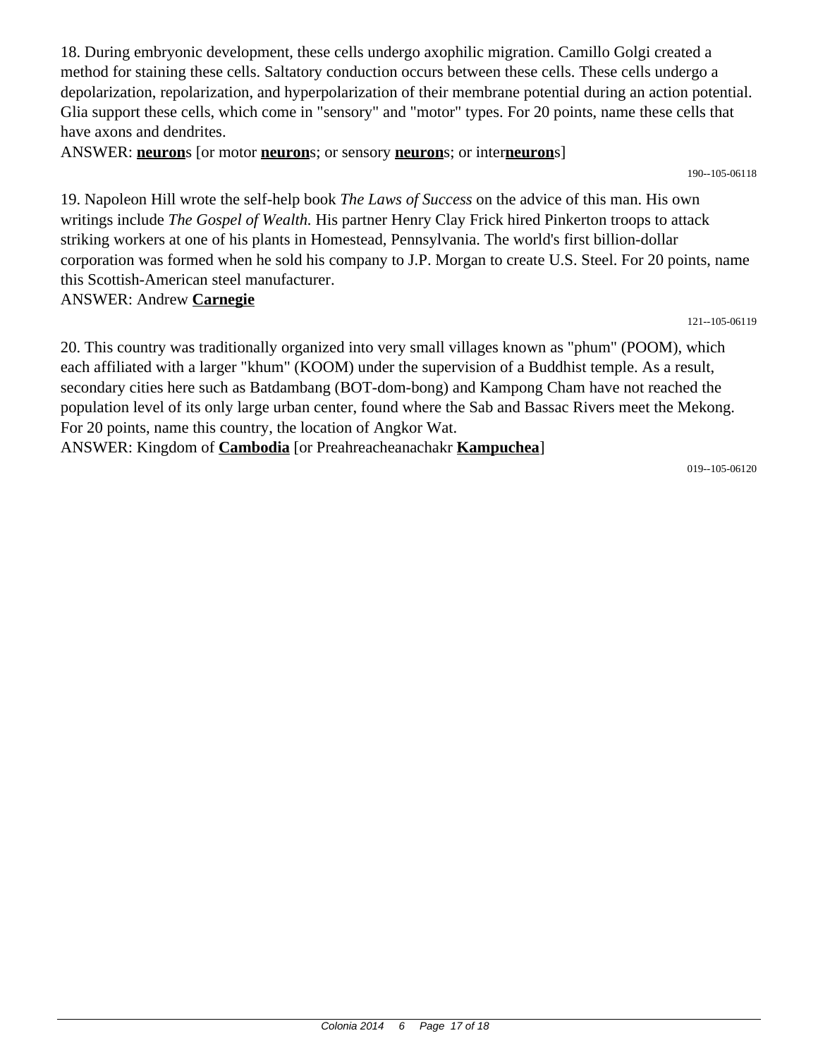18. During embryonic development, these cells undergo axophilic migration. Camillo Golgi created a method for staining these cells. Saltatory conduction occurs between these cells. These cells undergo a depolarization, repolarization, and hyperpolarization of their membrane potential during an action potential. Glia support these cells, which come in "sensory" and "motor" types. For 20 points, name these cells that have axons and dendrites.

ANSWER: **neuron**s [or motor **neuron**s; or sensory **neuron**s; or inter**neuron**s]

190--105-06118

19. Napoleon Hill wrote the self-help book *The Laws of Success* on the advice of this man. His own writings include *The Gospel of Wealth.* His partner Henry Clay Frick hired Pinkerton troops to attack striking workers at one of his plants in Homestead, Pennsylvania. The world's first billion-dollar corporation was formed when he sold his company to J.P. Morgan to create U.S. Steel. For 20 points, name this Scottish-American steel manufacturer.

ANSWER: Andrew **Carnegie**

121--105-06119

20. This country was traditionally organized into very small villages known as "phum" (POOM), which each affiliated with a larger "khum" (KOOM) under the supervision of a Buddhist temple. As a result, secondary cities here such as Batdambang (BOT-dom-bong) and Kampong Cham have not reached the population level of its only large urban center, found where the Sab and Bassac Rivers meet the Mekong. For 20 points, name this country, the location of Angkor Wat.

ANSWER: Kingdom of **Cambodia** [or Preahreacheanachakr **Kampuchea**]

019--105-06120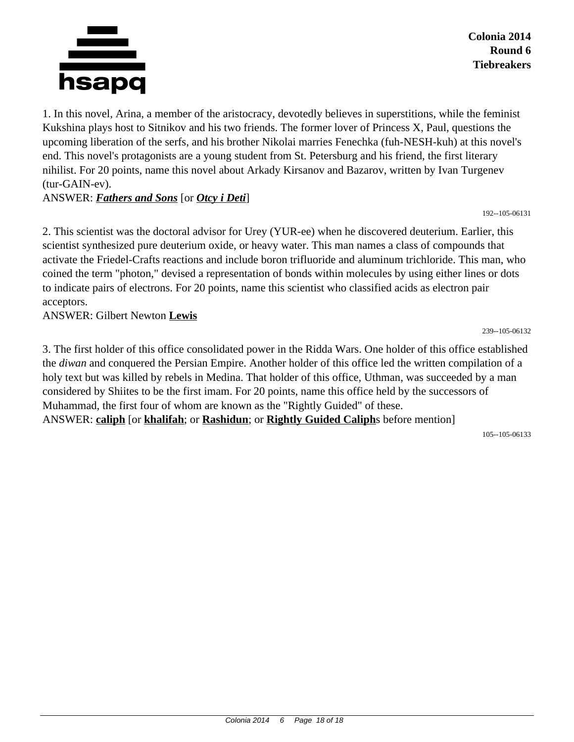**Colonia 2014**
**Round 6**
**Tiebreakers**

1. In this novel, Arina, a member of the aristocracy, devotedly believes in superstitions, while the feminist Kukshina plays host to Sitnikov and his two friends. The former lover of Princess X, Paul, questions the upcoming liberation of the serfs, and his brother Nikolai marries Fenechka (fuh-NESH-kuh) at this novel's end. This novel's protagonists are a young student from St. Petersburg and his friend, the first literary nihilist. For 20 points, name this novel about Arkady Kirsanov and Bazarov, written by Ivan Turgenev (tur-GAIN-ev).
ANSWER: ***Fathers and Sons*** [or ***Otcy i Deti***]

192--105-06131

2. This scientist was the doctoral advisor for Urey (YUR-ee) when he discovered deuterium. Earlier, this scientist synthesized pure deuterium oxide, or heavy water. This man names a class of compounds that activate the Friedel-Crafts reactions and include boron trifluoride and aluminum trichloride. This man, who coined the term "photon," devised a representation of bonds within molecules by using either lines or dots to indicate pairs of electrons. For 20 points, name this scientist who classified acids as electron pair acceptors.
ANSWER: Gilbert Newton **Lewis**

239--105-06132

3. The first holder of this office consolidated power in the Ridda Wars. One holder of this office established the *diwan* and conquered the Persian Empire. Another holder of this office led the written compilation of a holy text but was killed by rebels in Medina. That holder of this office, Uthman, was succeeded by a man considered by Shiites to be the first imam. For 20 points, name this office held by the successors of Muhammad, the first four of whom are known as the "Rightly Guided" of these.
ANSWER: **caliph** [or **khalifah**; or **Rashidun**; or **Rightly Guided Caliph**s before mention]

105--105-06133